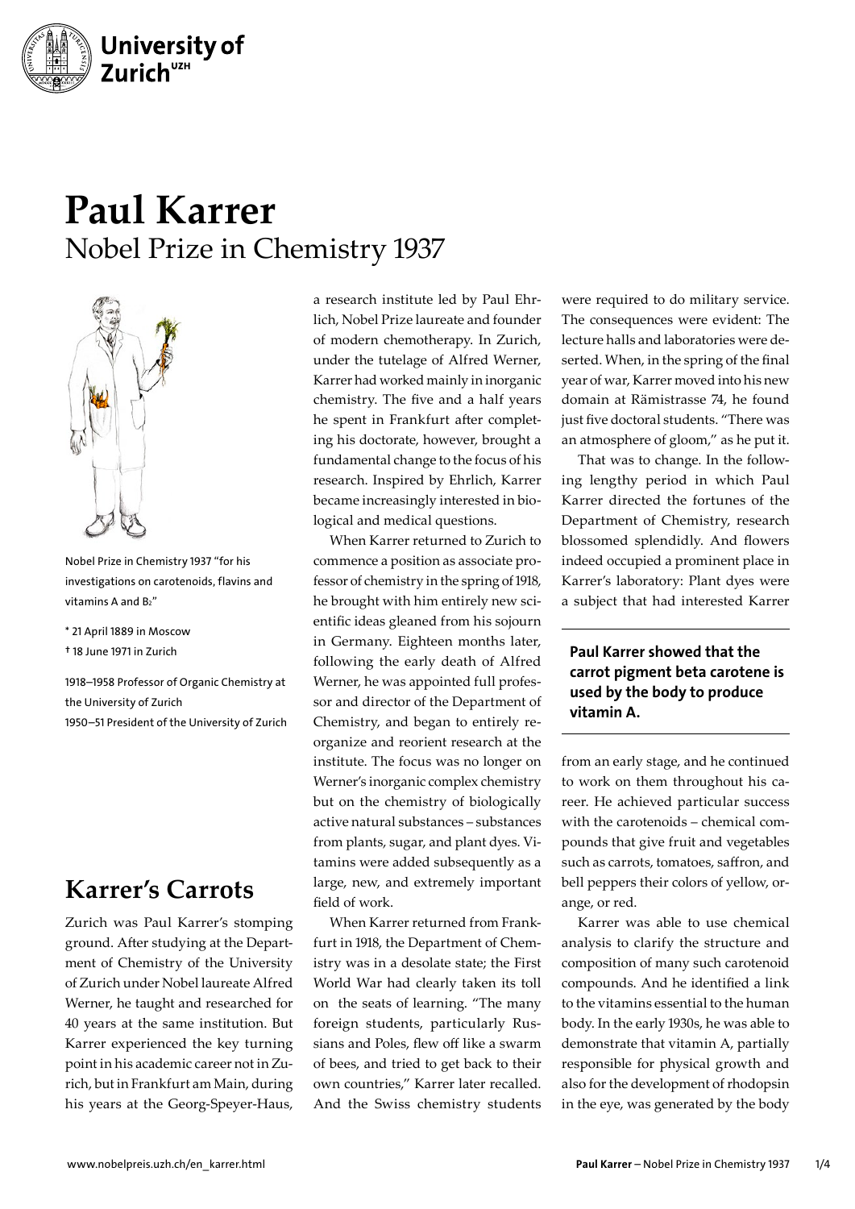# Paul Karrer

Nobel Prize in Chemistry 1937

Nobel Prize in Chemistry 1937 "for his investigations on carotenoids, flavins and vitamins A and $B_2$"

\* 21 April 1889 in Moscow

† 18 June 1971 in Zurich

1918–1958 Professor of Organic Chemistry at the University of Zurich

1950–51 President of the University of Zurich

## Karrer's Carrots

Zurich was Paul Karrer's stomping ground. After studying at the Department of Chemistry of the University of Zurich under Nobel laureate Alfred Werner, he taught and researched for 40 years at the same institution. But Karrer experienced the key turning point in his academic career not in Zurich, but in Frankfurt am Main, during his years at the Georg-Speyer-Haus, a research institute led by Paul Ehrlich, Nobel Prize laureate and founder of modern chemotherapy. In Zurich, under the tutelage of Alfred Werner, Karrer had worked mainly in inorganic chemistry. The five and a half years he spent in Frankfurt after completing his doctorate, however, brought a fundamental change to the focus of his research. Inspired by Ehrlich, Karrer became increasingly interested in biological and medical questions.

When Karrer returned to Zurich to commence a position as associate professor of chemistry in the spring of 1918, he brought with him entirely new scientific ideas gleaned from his sojourn in Germany. Eighteen months later, following the early death of Alfred Werner, he was appointed full professor and director of the Department of Chemistry, and began to entirely reorganize and reorient research at the institute. The focus was no longer on Werner's inorganic complex chemistry but on the chemistry of biologically active natural substances – substances from plants, sugar, and plant dyes. Vitamins were added subsequently as a large, new, and extremely important field of work.

When Karrer returned from Frankfurt in 1918, the Department of Chemistry was in a desolate state; the First World War had clearly taken its toll on the seats of learning. "The many foreign students, particularly Russians and Poles, flew off like a swarm of bees, and tried to get back to their own countries," Karrer later recalled. And the Swiss chemistry students were required to do military service. The consequences were evident: The lecture halls and laboratories were deserted. When, in the spring of the final year of war, Karrer moved into his new domain at Rämistrasse 74, he found just five doctoral students. "There was an atmosphere of gloom," as he put it.

That was to change. In the following lengthy period in which Paul Karrer directed the fortunes of the Department of Chemistry, research blossomed splendidly. And flowers indeed occupied a prominent place in Karrer's laboratory: Plant dyes were a subject that had interested Karrer from an early stage, and he continued to work on them throughout his career. He achieved particular success with the carotenoids – chemical compounds that give fruit and vegetables such as carrots, tomatoes, saffron, and bell peppers their colors of yellow, orange, or red.

**Paul Karrer showed that the carrot pigment beta carotene is used by the body to produce vitamin A.**

Karrer was able to use chemical analysis to clarify the structure and composition of many such carotenoid compounds. And he identified a link to the vitamins essential to the human body. In the early 1930s, he was able to demonstrate that vitamin A, partially responsible for physical growth and also for the development of rhodopsin in the eye, was generated by the body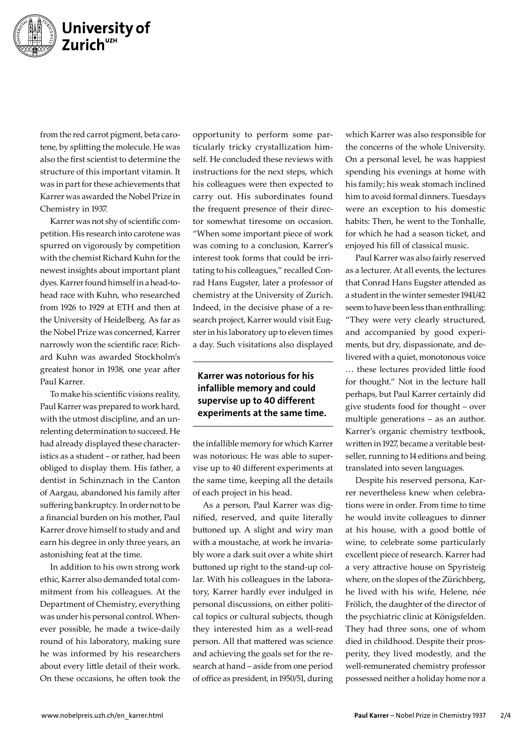from the red carrot pigment, beta carotene, by splitting the molecule. He was also the first scientist to determine the structure of this important vitamin. It was in part for these achievements that Karrer was awarded the Nobel Prize in Chemistry in 1937.

Karrer was not shy of scientific competition. His research into carotene was spurred on vigorously by competition with the chemist Richard Kuhn for the newest insights about important plant dyes. Karrer found himself in a head-to-head race with Kuhn, who researched from 1926 to 1929 at ETH and then at the University of Heidelberg. As far as the Nobel Prize was concerned, Karrer narrowly won the scientific race: Richard Kuhn was awarded Stockholm's greatest honor in 1938, one year after Paul Karrer.

To make his scientific visions reality, Paul Karrer was prepared to work hard, with the utmost discipline, and an unrelenting determination to succeed. He had already displayed these characteristics as a student – or rather, had been obliged to display them. His father, a dentist in Schinznach in the Canton of Aargau, abandoned his family after suffering bankruptcy. In order not to be a financial burden on his mother, Paul Karrer drove himself to study and earn his degree in only three years, an astonishing feat at the time.

In addition to his own strong work ethic, Karrer also demanded total commitment from his colleagues. At the Department of Chemistry, everything was under his personal control. Whenever possible, he made a twice-daily round of his laboratory, making sure he was informed by his researchers about every little detail of their work. On these occasions, he often took the opportunity to perform some particularly tricky crystallization himself. He concluded these reviews with instructions for the next steps, which his colleagues were then expected to carry out. His subordinates found the frequent presence of their director somewhat tiresome on occasion. "When some important piece of work was coming to a conclusion, Karrer's interest took forms that could be irritating to his colleagues," recalled Conrad Hans Eugster, later a professor of chemistry at the University of Zurich. Indeed, in the decisive phase of a research project, Karrer would visit Eugster in his laboratory up to eleven times a day. Such visitations also displayed the infallible memory for which Karrer was notorious: He was able to supervise up to 40 different experiments at the same time, keeping all the details of each project in his head.

**Karrer was notorious for his infallible memory and could supervise up to 40 different experiments at the same time.**

As a person, Paul Karrer was dignified, reserved, and quite literally buttoned up. A slight and wiry man with a moustache, at work he invariably wore a dark suit over a white shirt buttoned up right to the stand-up collar. With his colleagues in the laboratory, Karrer hardly ever indulged in personal discussions, on either political topics or cultural subjects, though they interested him as a well-read person. All that mattered was science and achieving the goals set for the research at hand – aside from one period of office as president, in 1950/51, during which Karrer was also responsible for the concerns of the whole University. On a personal level, he was happiest spending his evenings at home with his family; his weak stomach inclined him to avoid formal dinners. Tuesdays were an exception to his domestic habits: Then, he went to the Tonhalle, for which he had a season ticket, and enjoyed his fill of classical music.

Paul Karrer was also fairly reserved as a lecturer. At all events, the lectures that Conrad Hans Eugster attended as a student in the winter semester 1941/42 seem to have been less than enthralling: "They were very clearly structured, and accompanied by good experiments, but dry, dispassionate, and delivered with a quiet, monotonous voice … these lectures provided little food for thought." Not in the lecture hall perhaps, but Paul Karrer certainly did give students food for thought – over multiple generations – as an author. Karrer's organic chemistry textbook, written in 1927, became a veritable bestseller, running to 14 editions and being translated into seven languages.

Despite his reserved persona, Karrer nevertheless knew when celebrations were in order. From time to time he would invite colleagues to dinner at his house, with a good bottle of wine, to celebrate some particularly excellent piece of research. Karrer had a very attractive house on Spyristeig where, on the slopes of the Zürichberg, he lived with his wife, Helene, née Frölich, the daughter of the director of the psychiatric clinic at Königsfelden. They had three sons, one of whom died in childhood. Despite their prosperity, they lived modestly, and the well-remunerated chemistry professor possessed neither a holiday home nor a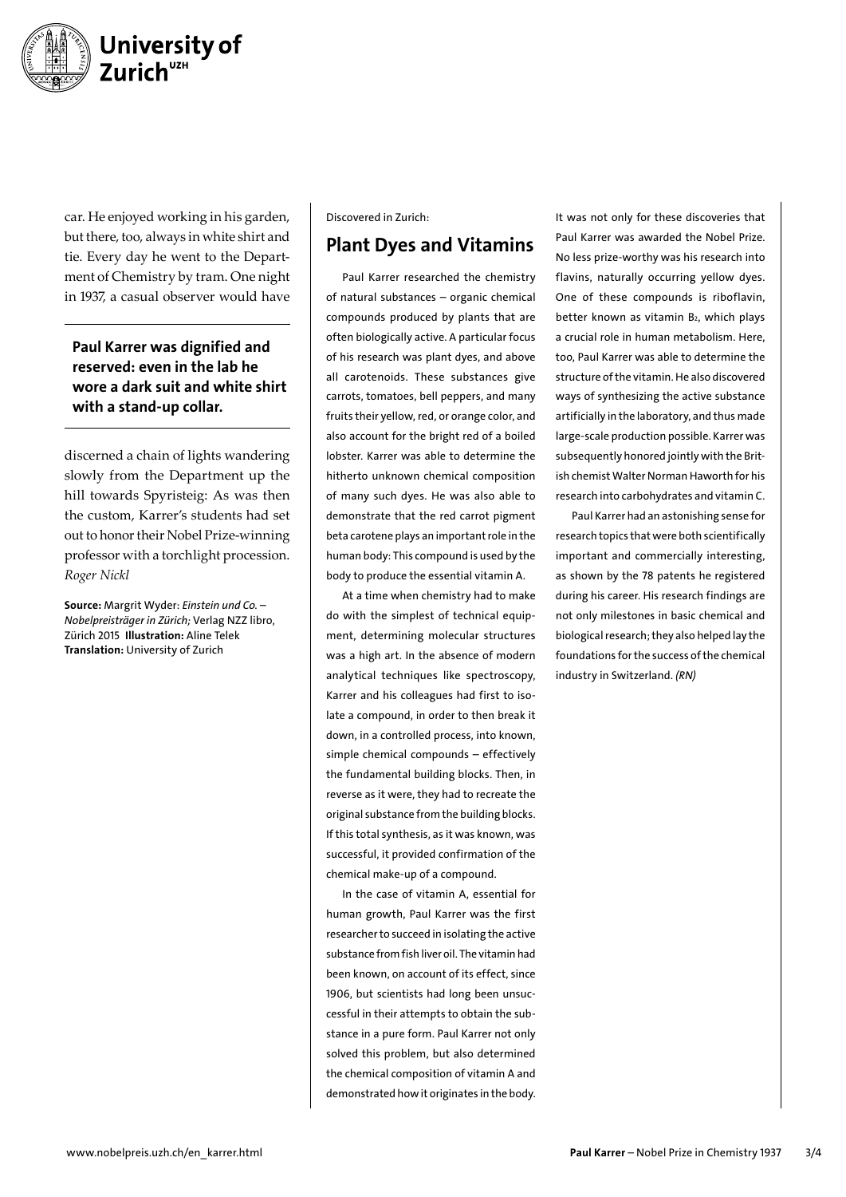car. He enjoyed working in his garden, but there, too, always in white shirt and tie. Every day he went to the Department of Chemistry by tram. One night in 1937, a casual observer would have

**Paul Karrer was dignified and reserved: even in the lab he wore a dark suit and white shirt with a stand-up collar.**

discerned a chain of lights wandering slowly from the Department up the hill towards Spyristeig: As was then the custom, Karrer's students had set out to honor their Nobel Prize-winning professor with a torchlight procession.
*Roger Nickl*

**Source:** Margrit Wyder: *Einstein und Co. – Nobelpreisträger in Zürich*; Verlag NZZ libro, Zürich 2015 **Illustration:** Aline Telek **Translation:** University of Zurich

Discovered in Zurich:

## Plant Dyes and Vitamins

Paul Karrer researched the chemistry of natural substances – organic chemical compounds produced by plants that are often biologically active. A particular focus of his research was plant dyes, and above all carotenoids. These substances give carrots, tomatoes, bell peppers, and many fruits their yellow, red, or orange color, and also account for the bright red of a boiled lobster. Karrer was able to determine the hitherto unknown chemical composition of many such dyes. He was also able to demonstrate that the red carrot pigment beta carotene plays an important role in the human body: This compound is used by the body to produce the essential vitamin A.

At a time when chemistry had to make do with the simplest of technical equipment, determining molecular structures was a high art. In the absence of modern analytical techniques like spectroscopy, Karrer and his colleagues had first to isolate a compound, in order to then break it down, in a controlled process, into known, simple chemical compounds – effectively the fundamental building blocks. Then, in reverse as it were, they had to recreate the original substance from the building blocks. If this total synthesis, as it was known, was successful, it provided confirmation of the chemical make-up of a compound.

In the case of vitamin A, essential for human growth, Paul Karrer was the first researcher to succeed in isolating the active substance from fish liver oil. The vitamin had been known, on account of its effect, since 1906, but scientists had long been unsuccessful in their attempts to obtain the substance in a pure form. Paul Karrer not only solved this problem, but also determined the chemical composition of vitamin A and demonstrated how it originates in the body.

It was not only for these discoveries that Paul Karrer was awarded the Nobel Prize. No less prize-worthy was his research into flavins, naturally occurring yellow dyes. One of these compounds is riboflavin, better known as vitamin $B_2$, which plays a crucial role in human metabolism. Here, too, Paul Karrer was able to determine the structure of the vitamin. He also discovered ways of synthesizing the active substance artificially in the laboratory, and thus made large-scale production possible. Karrer was subsequently honored jointly with the British chemist Walter Norman Haworth for his research into carbohydrates and vitamin C.

Paul Karrer had an astonishing sense for research topics that were both scientifically important and commercially interesting, as shown by the 78 patents he registered during his career. His research findings are not only milestones in basic chemical and biological research; they also helped lay the foundations for the success of the chemical industry in Switzerland. *(RN)*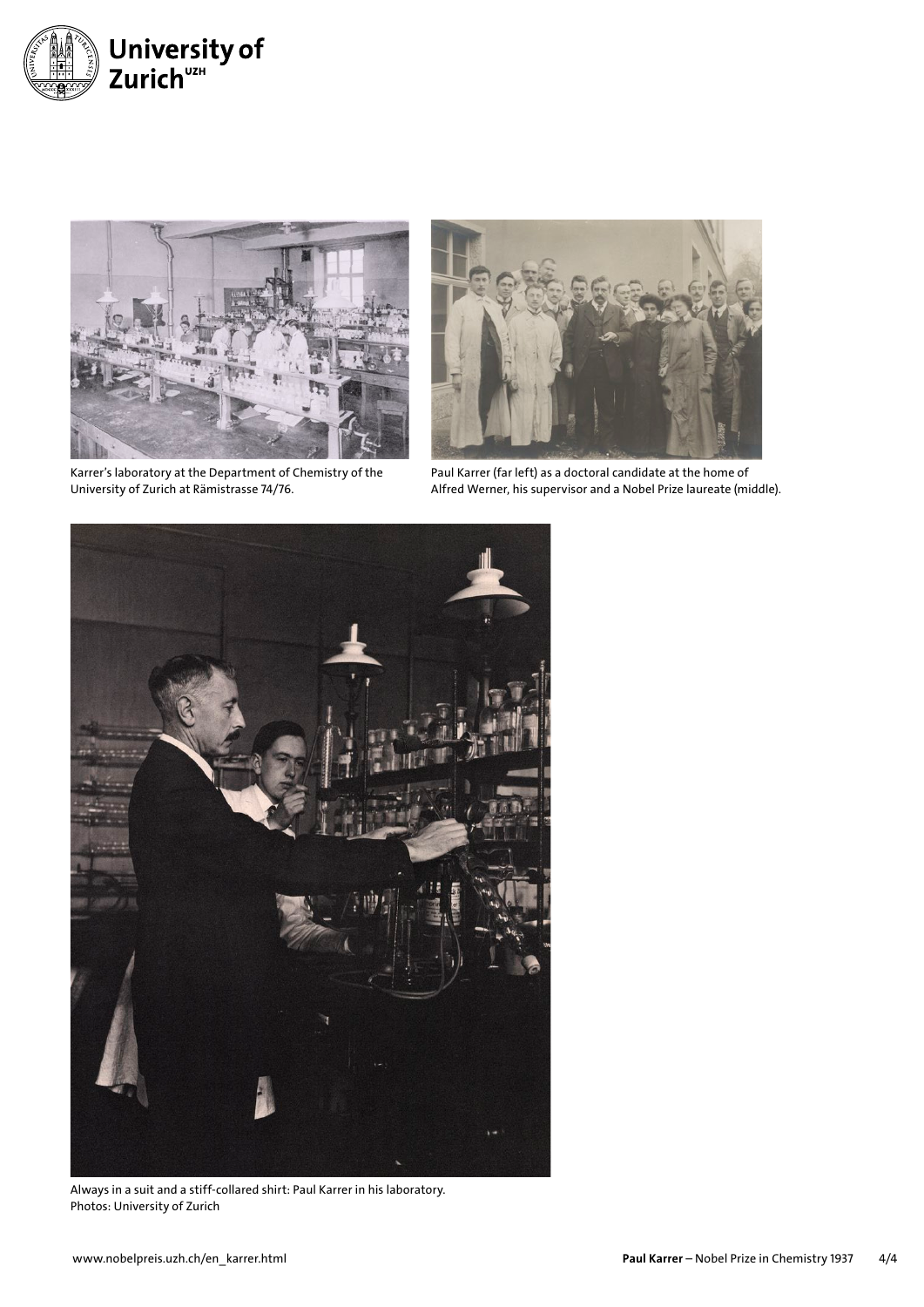Karrer's laboratory at the Department of Chemistry of the University of Zurich at Rämistrasse 74/76.

Paul Karrer (far left) as a doctoral candidate at the home of Alfred Werner, his supervisor and a Nobel Prize laureate (middle).

Always in a suit and a stiff-collared shirt: Paul Karrer in his laboratory.
Photos: University of Zurich